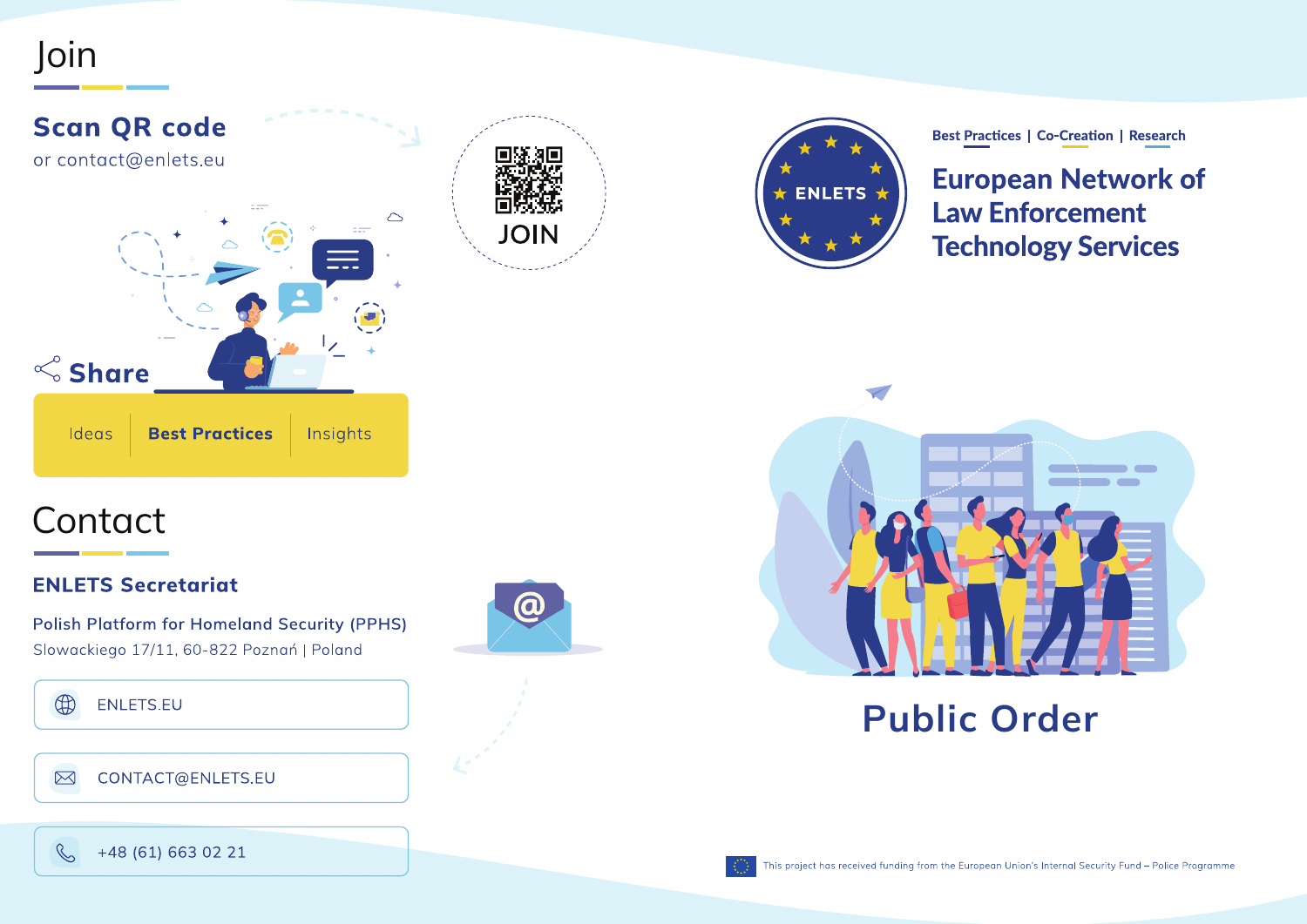# Join

## Scan QR code

or contact@enlets.eu

JOIN

## Share

Ideas | **Best Practices** | Insights

# Contact

## ENLETS Secretariat

Polish Platform for Homeland Security (PPHS)

Slowackiego 17/11, 60-822 Poznań | Poland

ENLETS.EU

CONTACT@ENLETS.EU

+48 (61) 663 02 21

ENLETS

Best Practices | Co-Creation | Research

# European Network of Law Enforcement Technology Services

# Public Order

This project has received funding from the European Union's Internal Security Fund – Police Programme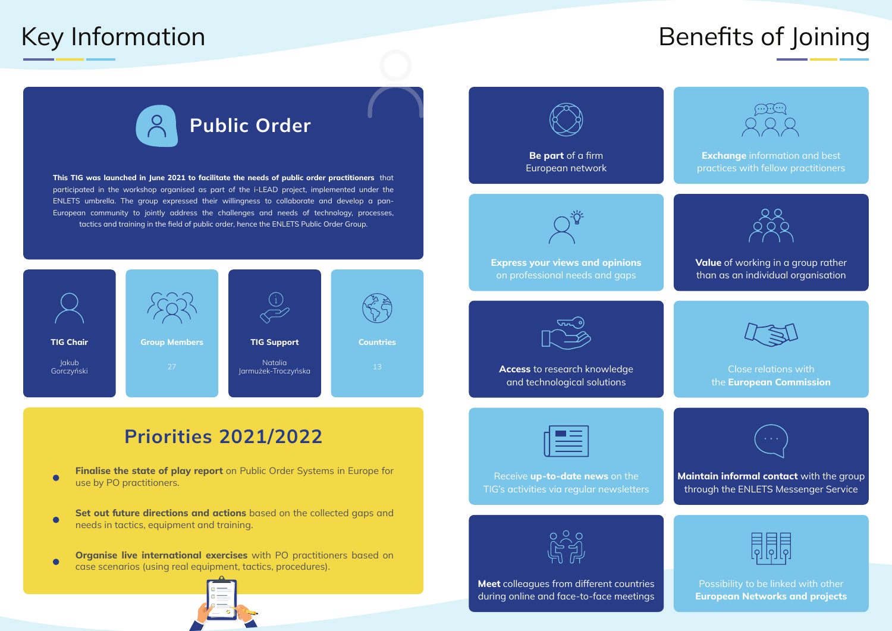# Key Information

## Public Order

**This TIG was launched in June 2021 to facilitate the needs of public order practitioners** that participated in the workshop organised as part of the i-LEAD project, implemented under the ENLETS umbrella. The group expressed their willingness to collaborate and develop a pan-European community to jointly address the challenges and needs of technology, processes, tactics and training in the field of public order, hence the ENLETS Public Order Group.

**TIG Chair**
Jakub Gorczyński

**Group Members**
27

**TIG Support**
Natalia Jarmużek-Troczyńska

**Countries**
13

## Priorities 2021/2022

- **Finalise the state of play report** on Public Order Systems in Europe for use by PO practitioners.
- **Set out future directions and actions** based on the collected gaps and needs in tactics, equipment and training.
- **Organise live international exercises** with PO practitioners based on case scenarios (using real equipment, tactics, procedures).

# Benefits of Joining

**Be part** of a firm European network

**Exchange** information and best practices with fellow practitioners

**Express your views and opinions** on professional needs and gaps

**Value** of working in a group rather than as an individual organisation

**Access** to research knowledge and technological solutions

Close relations with the **European Commission**

Receive **up-to-date news** on the TIG's activities via regular newsletters

**Maintain informal contact** with the group through the ENLETS Messenger Service

**Meet** colleagues from different countries during online and face-to-face meetings

Possibility to be linked with other **European Networks and projects**